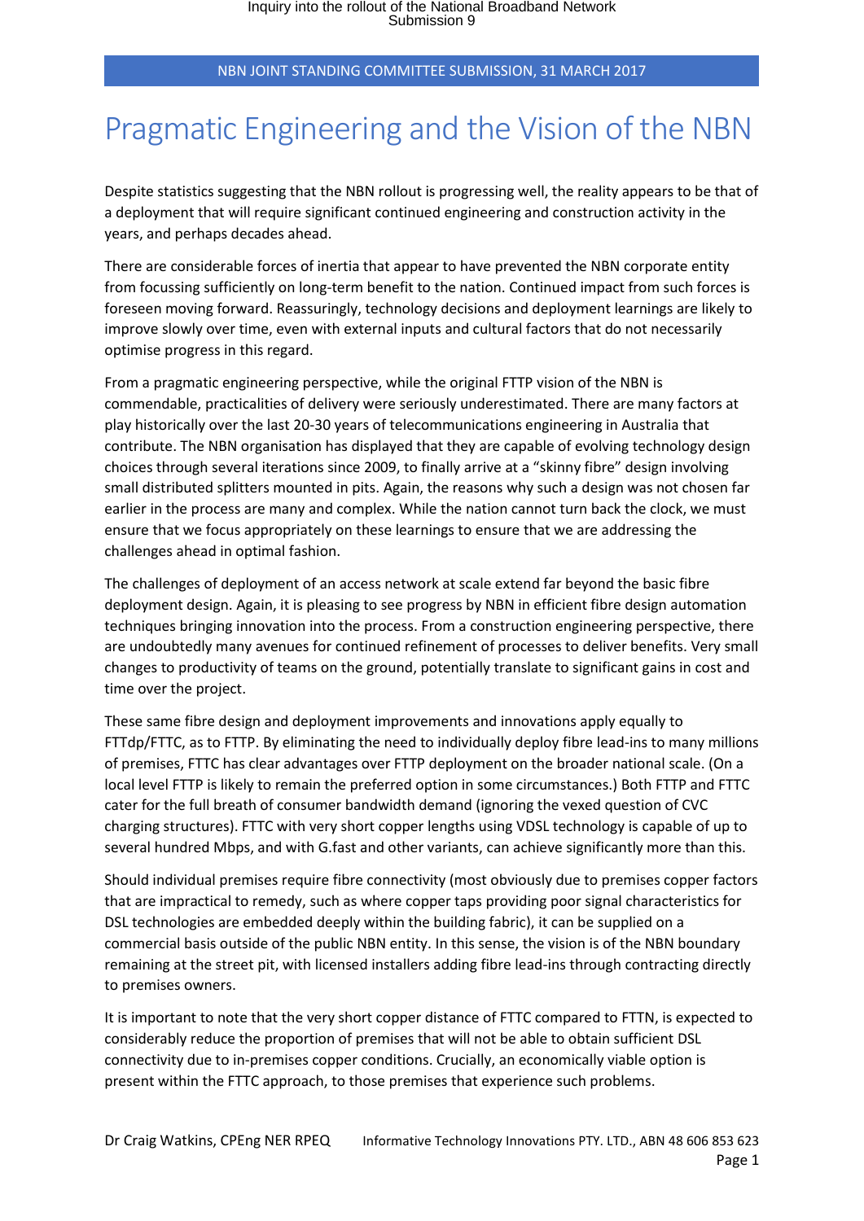NBN JOINT STANDING COMMITTEE SUBMISSION, 31 MARCH 2017

# Pragmatic Engineering and the Vision of the NBN

Despite statistics suggesting that the NBN rollout is progressing well, the reality appears to be that of a deployment that will require significant continued engineering and construction activity in the years, and perhaps decades ahead.

There are considerable forces of inertia that appear to have prevented the NBN corporate entity from focussing sufficiently on long-term benefit to the nation. Continued impact from such forces is foreseen moving forward. Reassuringly, technology decisions and deployment learnings are likely to improve slowly over time, even with external inputs and cultural factors that do not necessarily optimise progress in this regard.

From a pragmatic engineering perspective, while the original FTTP vision of the NBN is commendable, practicalities of delivery were seriously underestimated. There are many factors at play historically over the last 20-30 years of telecommunications engineering in Australia that contribute. The NBN organisation has displayed that they are capable of evolving technology design choices through several iterations since 2009, to finally arrive at a "skinny fibre" design involving small distributed splitters mounted in pits. Again, the reasons why such a design was not chosen far earlier in the process are many and complex. While the nation cannot turn back the clock, we must ensure that we focus appropriately on these learnings to ensure that we are addressing the challenges ahead in optimal fashion.

The challenges of deployment of an access network at scale extend far beyond the basic fibre deployment design. Again, it is pleasing to see progress by NBN in efficient fibre design automation techniques bringing innovation into the process. From a construction engineering perspective, there are undoubtedly many avenues for continued refinement of processes to deliver benefits. Very small changes to productivity of teams on the ground, potentially translate to significant gains in cost and time over the project.

These same fibre design and deployment improvements and innovations apply equally to FTTdp/FTTC, as to FTTP. By eliminating the need to individually deploy fibre lead-ins to many millions of premises, FTTC has clear advantages over FTTP deployment on the broader national scale. (On a local level FTTP is likely to remain the preferred option in some circumstances.) Both FTTP and FTTC cater for the full breath of consumer bandwidth demand (ignoring the vexed question of CVC charging structures). FTTC with very short copper lengths using VDSL technology is capable of up to several hundred Mbps, and with G.fast and other variants, can achieve significantly more than this.

Should individual premises require fibre connectivity (most obviously due to premises copper factors that are impractical to remedy, such as where copper taps providing poor signal characteristics for DSL technologies are embedded deeply within the building fabric), it can be supplied on a commercial basis outside of the public NBN entity. In this sense, the vision is of the NBN boundary remaining at the street pit, with licensed installers adding fibre lead-ins through contracting directly to premises owners.

It is important to note that the very short copper distance of FTTC compared to FTTN, is expected to considerably reduce the proportion of premises that will not be able to obtain sufficient DSL connectivity due to in-premises copper conditions. Crucially, an economically viable option is present within the FTTC approach, to those premises that experience such problems.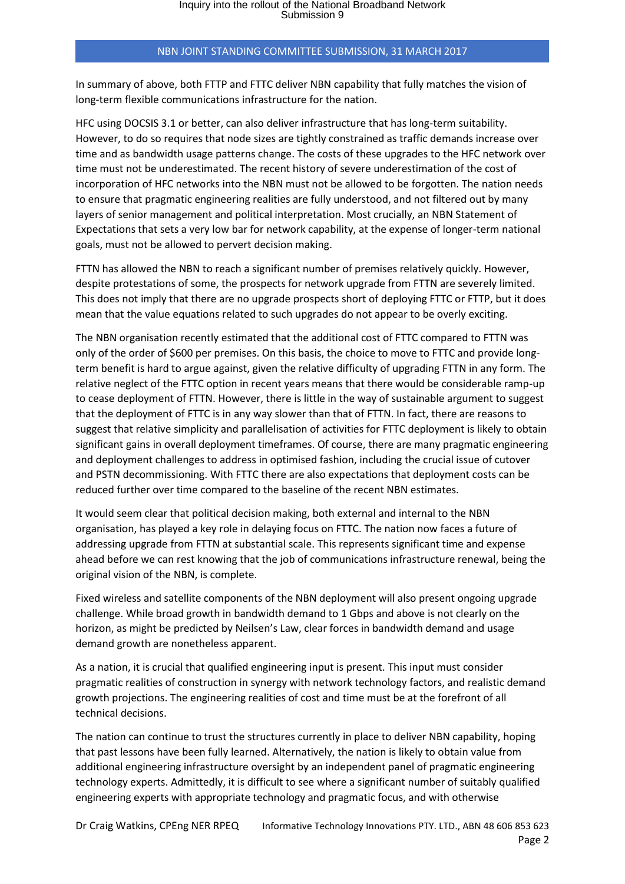In summary of above, both FTTP and FTTC deliver NBN capability that fully matches the vision of long-term flexible communications infrastructure for the nation.

HFC using DOCSIS 3.1 or better, can also deliver infrastructure that has long-term suitability. However, to do so requires that node sizes are tightly constrained as traffic demands increase over time and as bandwidth usage patterns change. The costs of these upgrades to the HFC network over time must not be underestimated. The recent history of severe underestimation of the cost of incorporation of HFC networks into the NBN must not be allowed to be forgotten. The nation needs to ensure that pragmatic engineering realities are fully understood, and not filtered out by many layers of senior management and political interpretation. Most crucially, an NBN Statement of Expectations that sets a very low bar for network capability, at the expense of longer-term national goals, must not be allowed to pervert decision making.

FTTN has allowed the NBN to reach a significant number of premises relatively quickly. However, despite protestations of some, the prospects for network upgrade from FTTN are severely limited. This does not imply that there are no upgrade prospects short of deploying FTTC or FTTP, but it does mean that the value equations related to such upgrades do not appear to be overly exciting.

The NBN organisation recently estimated that the additional cost of FTTC compared to FTTN was only of the order of $600 per premises. On this basis, the choice to move to FTTC and provide long-term benefit is hard to argue against, given the relative difficulty of upgrading FTTN in any form. The relative neglect of the FTTC option in recent years means that there would be considerable ramp-up to cease deployment of FTTN. However, there is little in the way of sustainable argument to suggest that the deployment of FTTC is in any way slower than that of FTTN. In fact, there are reasons to suggest that relative simplicity and parallelisation of activities for FTTC deployment is likely to obtain significant gains in overall deployment timeframes. Of course, there are many pragmatic engineering and deployment challenges to address in optimised fashion, including the crucial issue of cutover and PSTN decommissioning. With FTTC there are also expectations that deployment costs can be reduced further over time compared to the baseline of the recent NBN estimates.

It would seem clear that political decision making, both external and internal to the NBN organisation, has played a key role in delaying focus on FTTC. The nation now faces a future of addressing upgrade from FTTN at substantial scale. This represents significant time and expense ahead before we can rest knowing that the job of communications infrastructure renewal, being the original vision of the NBN, is complete.

Fixed wireless and satellite components of the NBN deployment will also present ongoing upgrade challenge. While broad growth in bandwidth demand to 1 Gbps and above is not clearly on the horizon, as might be predicted by Neilsen's Law, clear forces in bandwidth demand and usage demand growth are nonetheless apparent.

As a nation, it is crucial that qualified engineering input is present. This input must consider pragmatic realities of construction in synergy with network technology factors, and realistic demand growth projections. The engineering realities of cost and time must be at the forefront of all technical decisions.

The nation can continue to trust the structures currently in place to deliver NBN capability, hoping that past lessons have been fully learned. Alternatively, the nation is likely to obtain value from additional engineering infrastructure oversight by an independent panel of pragmatic engineering technology experts. Admittedly, it is difficult to see where a significant number of suitably qualified engineering experts with appropriate technology and pragmatic focus, and with otherwise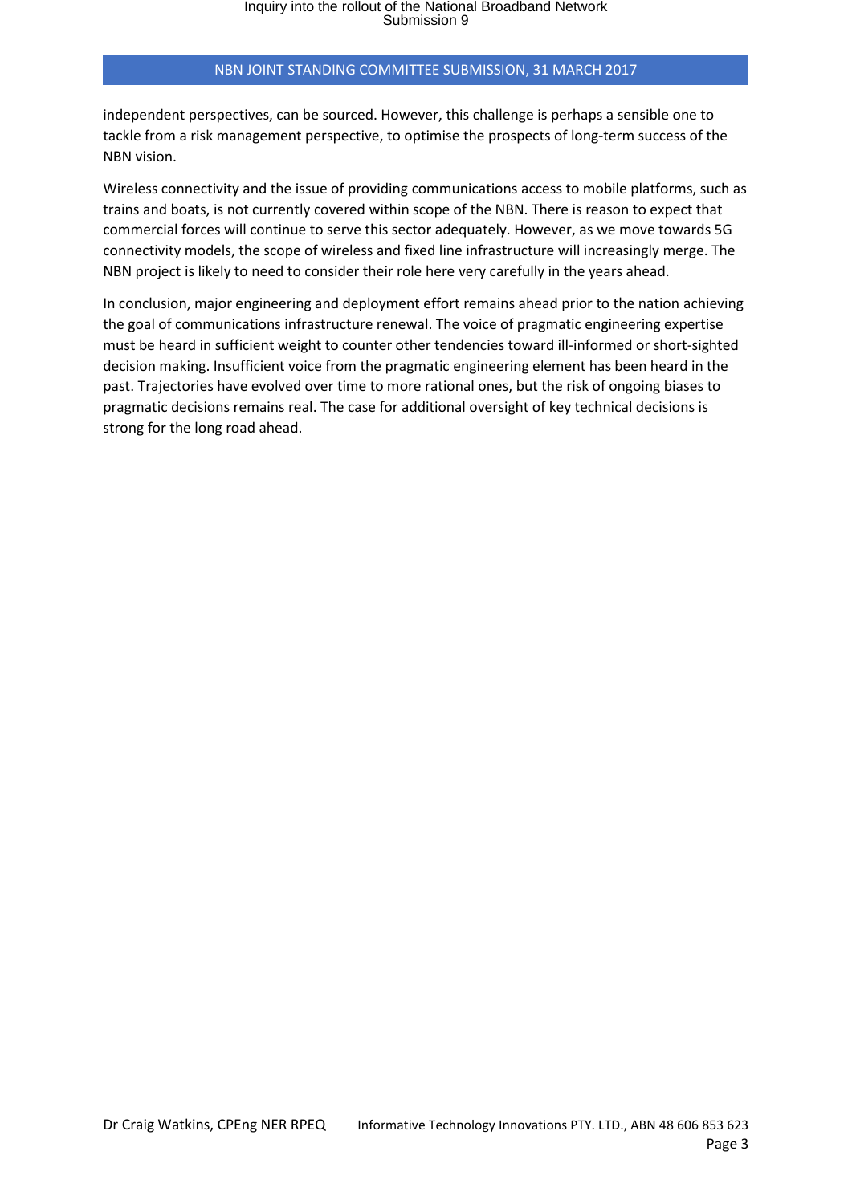independent perspectives, can be sourced. However, this challenge is perhaps a sensible one to tackle from a risk management perspective, to optimise the prospects of long-term success of the NBN vision.

Wireless connectivity and the issue of providing communications access to mobile platforms, such as trains and boats, is not currently covered within scope of the NBN. There is reason to expect that commercial forces will continue to serve this sector adequately. However, as we move towards 5G connectivity models, the scope of wireless and fixed line infrastructure will increasingly merge. The NBN project is likely to need to consider their role here very carefully in the years ahead.

In conclusion, major engineering and deployment effort remains ahead prior to the nation achieving the goal of communications infrastructure renewal. The voice of pragmatic engineering expertise must be heard in sufficient weight to counter other tendencies toward ill-informed or short-sighted decision making. Insufficient voice from the pragmatic engineering element has been heard in the past. Trajectories have evolved over time to more rational ones, but the risk of ongoing biases to pragmatic decisions remains real. The case for additional oversight of key technical decisions is strong for the long road ahead.